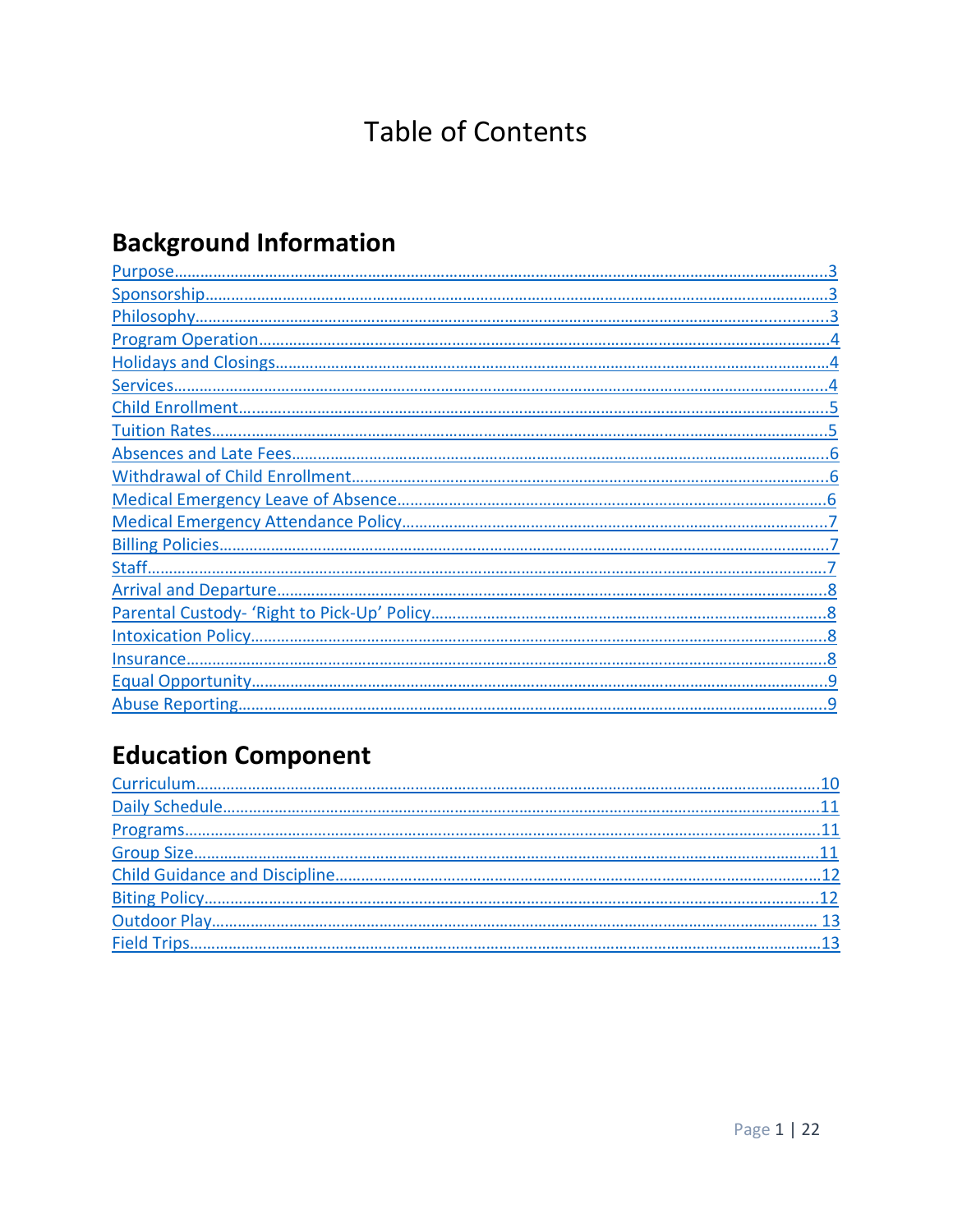# Table of Contents

## Background Information

Purpose……………………………………………………………………………………………………………………………3
Sponsorship………………………………………………………………………………………………………………………3
Philosophy…………………………………………………………………………………………………………………………3
Program Operation……………………………………………………………………………………………………………4
Holidays and Closings………………………………………………………………………………………………………4
Services……………………………………………………………………………………………………………………………4
Child Enrollment………………………………………………………………………………………………………………5
Tuition Rates……………………………………………………………………………………………………………………5
Absences and Late Fees……………………………………………………………………………………………………6
Withdrawal of Child Enrollment………………………………………………………………………………………6
Medical Emergency Leave of Absence………………………………………………………………………………6
Medical Emergency Attendance Policy………………………………………………………………………………7
Billing Policies……………………………………………………………………………………………………………………7
Staff…………………………………………………………………………………………………………………………………7
Arrival and Departure………………………………………………………………………………………………………8
Parental Custody- 'Right to Pick-Up' Policy………………………………………………………………………8
Intoxication Policy……………………………………………………………………………………………………………8
Insurance…………………………………………………………………………………………………………………………8
Equal Opportunity……………………………………………………………………………………………………………9
Abuse Reporting………………………………………………………………………………………………………………9

## Education Component

Curriculum………………………………………………………………………………………………………………………10
Daily Schedule…………………………………………………………………………………………………………………11
Programs…………………………………………………………………………………………………………………………11
Group Size………………………………………………………………………………………………………………………11
Child Guidance and Discipline…………………………………………………………………………………………12
Biting Policy……………………………………………………………………………………………………………………12
Outdoor Play……………………………………………………………………………………………………………………13
Field Trips………………………………………………………………………………………………………………………13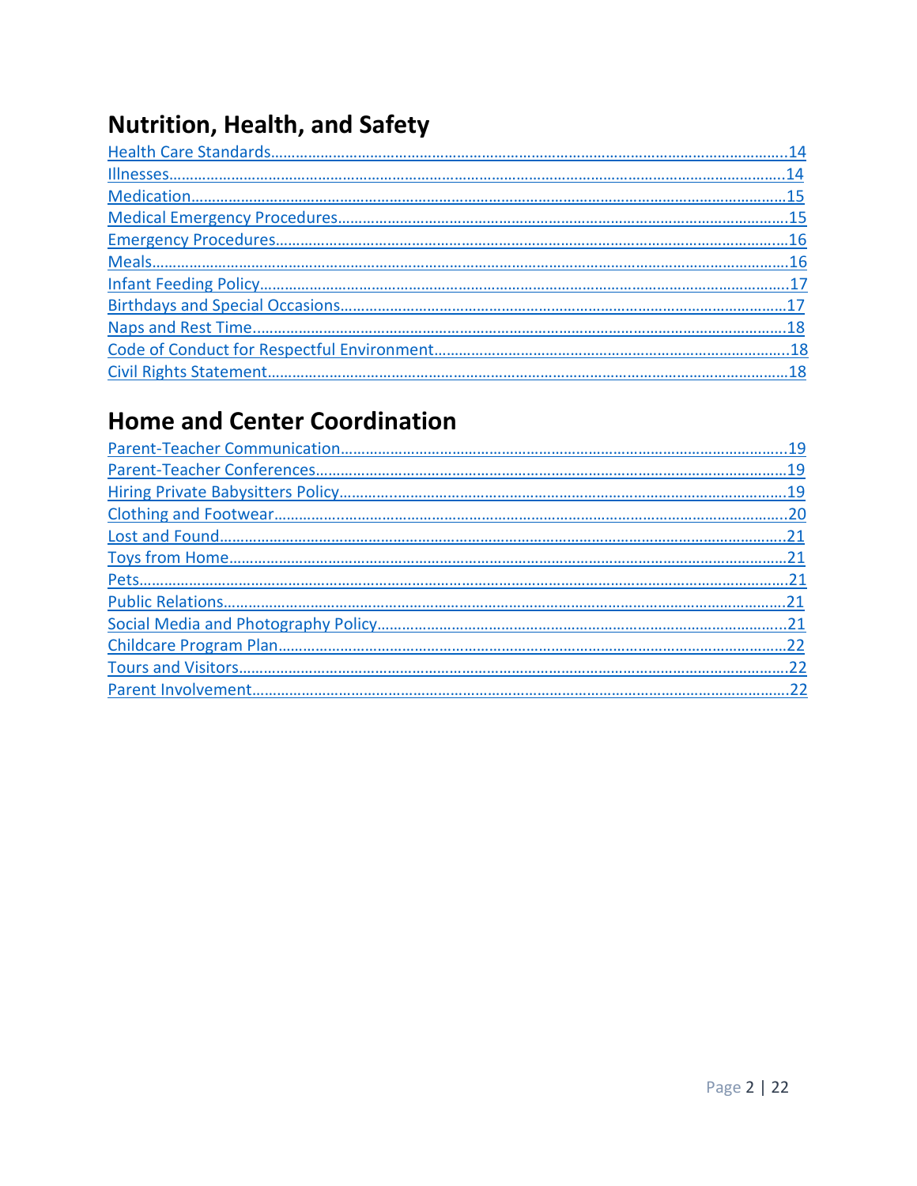## Nutrition, Health, and Safety

Health Care Standards....14
Illnesses....14
Medication....15
Medical Emergency Procedures....15
Emergency Procedures....16
Meals....16
Infant Feeding Policy....17
Birthdays and Special Occasions....17
Naps and Rest Time....18
Code of Conduct for Respectful Environment....18
Civil Rights Statement....18

## Home and Center Coordination

Parent-Teacher Communication....19
Parent-Teacher Conferences....19
Hiring Private Babysitters Policy....19
Clothing and Footwear....20
Lost and Found....21
Toys from Home....21
Pets....21
Public Relations....21
Social Media and Photography Policy....21
Childcare Program Plan....22
Tours and Visitors....22
Parent Involvement....22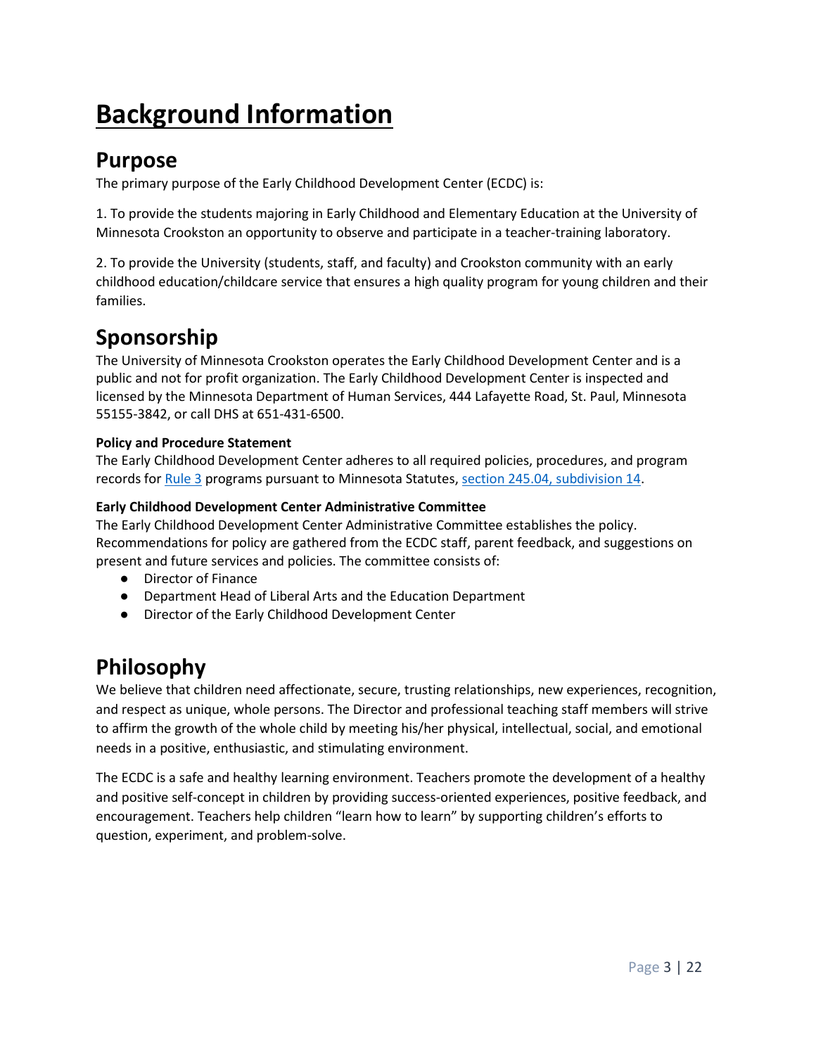# Background Information

## Purpose

The primary purpose of the Early Childhood Development Center (ECDC) is:

1. To provide the students majoring in Early Childhood and Elementary Education at the University of Minnesota Crookston an opportunity to observe and participate in a teacher-training laboratory.

2. To provide the University (students, staff, and faculty) and Crookston community with an early childhood education/childcare service that ensures a high quality program for young children and their families.

## Sponsorship

The University of Minnesota Crookston operates the Early Childhood Development Center and is a public and not for profit organization. The Early Childhood Development Center is inspected and licensed by the Minnesota Department of Human Services, 444 Lafayette Road, St. Paul, Minnesota 55155-3842, or call DHS at 651-431-6500.

**Policy and Procedure Statement**

The Early Childhood Development Center adheres to all required policies, procedures, and program records for Rule 3 programs pursuant to Minnesota Statutes, section 245.04, subdivision 14.

**Early Childhood Development Center Administrative Committee**

The Early Childhood Development Center Administrative Committee establishes the policy. Recommendations for policy are gathered from the ECDC staff, parent feedback, and suggestions on present and future services and policies. The committee consists of:

- Director of Finance
- Department Head of Liberal Arts and the Education Department
- Director of the Early Childhood Development Center

## Philosophy

We believe that children need affectionate, secure, trusting relationships, new experiences, recognition, and respect as unique, whole persons. The Director and professional teaching staff members will strive to affirm the growth of the whole child by meeting his/her physical, intellectual, social, and emotional needs in a positive, enthusiastic, and stimulating environment.

The ECDC is a safe and healthy learning environment. Teachers promote the development of a healthy and positive self-concept in children by providing success-oriented experiences, positive feedback, and encouragement. Teachers help children "learn how to learn" by supporting children's efforts to question, experiment, and problem-solve.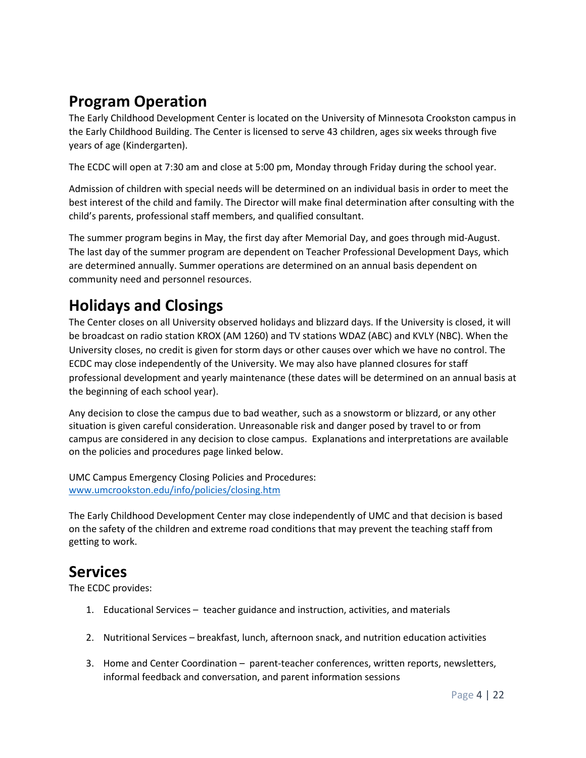## Program Operation

The Early Childhood Development Center is located on the University of Minnesota Crookston campus in the Early Childhood Building. The Center is licensed to serve 43 children, ages six weeks through five years of age (Kindergarten).

The ECDC will open at 7:30 am and close at 5:00 pm, Monday through Friday during the school year.

Admission of children with special needs will be determined on an individual basis in order to meet the best interest of the child and family. The Director will make final determination after consulting with the child's parents, professional staff members, and qualified consultant.

The summer program begins in May, the first day after Memorial Day, and goes through mid-August. The last day of the summer program are dependent on Teacher Professional Development Days, which are determined annually. Summer operations are determined on an annual basis dependent on community need and personnel resources.

## Holidays and Closings

The Center closes on all University observed holidays and blizzard days. If the University is closed, it will be broadcast on radio station KROX (AM 1260) and TV stations WDAZ (ABC) and KVLY (NBC). When the University closes, no credit is given for storm days or other causes over which we have no control. The ECDC may close independently of the University. We may also have planned closures for staff professional development and yearly maintenance (these dates will be determined on an annual basis at the beginning of each school year).

Any decision to close the campus due to bad weather, such as a snowstorm or blizzard, or any other situation is given careful consideration. Unreasonable risk and danger posed by travel to or from campus are considered in any decision to close campus. Explanations and interpretations are available on the policies and procedures page linked below.

UMC Campus Emergency Closing Policies and Procedures:
www.umcrookston.edu/info/policies/closing.htm

The Early Childhood Development Center may close independently of UMC and that decision is based on the safety of the children and extreme road conditions that may prevent the teaching staff from getting to work.

## Services

The ECDC provides:

1. Educational Services – teacher guidance and instruction, activities, and materials
2. Nutritional Services – breakfast, lunch, afternoon snack, and nutrition education activities
3. Home and Center Coordination – parent-teacher conferences, written reports, newsletters, informal feedback and conversation, and parent information sessions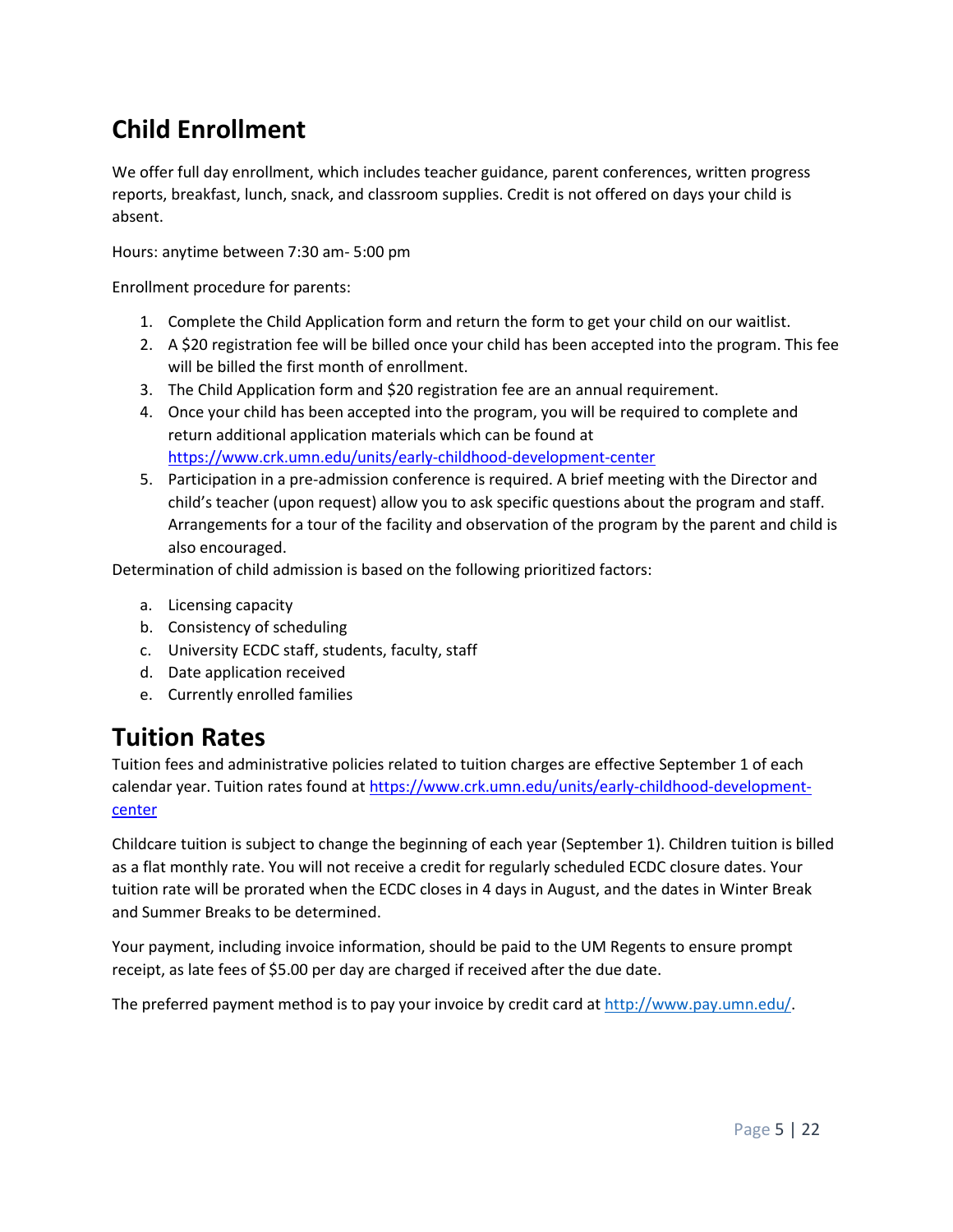## Child Enrollment

We offer full day enrollment, which includes teacher guidance, parent conferences, written progress reports, breakfast, lunch, snack, and classroom supplies. Credit is not offered on days your child is absent.

Hours: anytime between 7:30 am- 5:00 pm

Enrollment procedure for parents:

1. Complete the Child Application form and return the form to get your child on our waitlist.
2. A $20 registration fee will be billed once your child has been accepted into the program. This fee will be billed the first month of enrollment.
3. The Child Application form and $20 registration fee are an annual requirement.
4. Once your child has been accepted into the program, you will be required to complete and return additional application materials which can be found at https://www.crk.umn.edu/units/early-childhood-development-center
5. Participation in a pre-admission conference is required. A brief meeting with the Director and child's teacher (upon request) allow you to ask specific questions about the program and staff. Arrangements for a tour of the facility and observation of the program by the parent and child is also encouraged.

Determination of child admission is based on the following prioritized factors:

a. Licensing capacity
b. Consistency of scheduling
c. University ECDC staff, students, faculty, staff
d. Date application received
e. Currently enrolled families

## Tuition Rates

Tuition fees and administrative policies related to tuition charges are effective September 1 of each calendar year. Tuition rates found at https://www.crk.umn.edu/units/early-childhood-development-center

Childcare tuition is subject to change the beginning of each year (September 1). Children tuition is billed as a flat monthly rate. You will not receive a credit for regularly scheduled ECDC closure dates. Your tuition rate will be prorated when the ECDC closes in 4 days in August, and the dates in Winter Break and Summer Breaks to be determined.

Your payment, including invoice information, should be paid to the UM Regents to ensure prompt receipt, as late fees of $5.00 per day are charged if received after the due date.

The preferred payment method is to pay your invoice by credit card at http://www.pay.umn.edu/.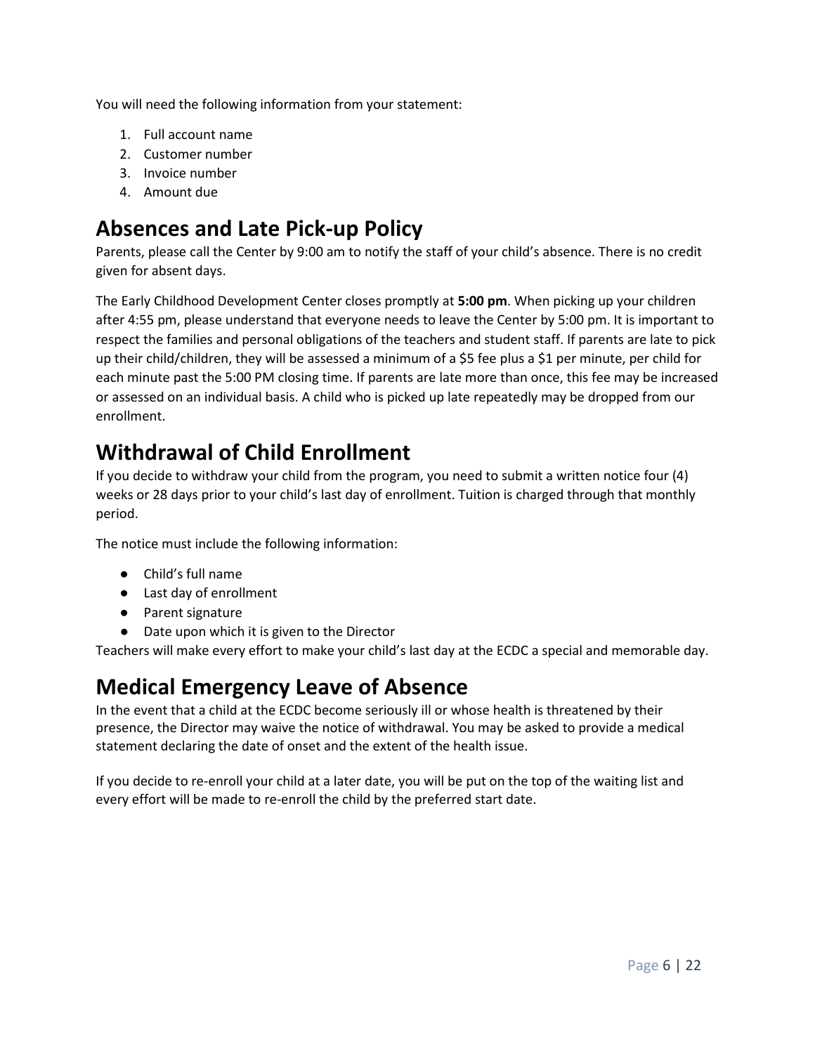You will need the following information from your statement:

1. Full account name
2. Customer number
3. Invoice number
4. Amount due

# Absences and Late Pick-up Policy

Parents, please call the Center by 9:00 am to notify the staff of your child's absence. There is no credit given for absent days.

The Early Childhood Development Center closes promptly at **5:00 pm**. When picking up your children after 4:55 pm, please understand that everyone needs to leave the Center by 5:00 pm. It is important to respect the families and personal obligations of the teachers and student staff. If parents are late to pick up their child/children, they will be assessed a minimum of a $5 fee plus a $1 per minute, per child for each minute past the 5:00 PM closing time. If parents are late more than once, this fee may be increased or assessed on an individual basis. A child who is picked up late repeatedly may be dropped from our enrollment.

# Withdrawal of Child Enrollment

If you decide to withdraw your child from the program, you need to submit a written notice four (4) weeks or 28 days prior to your child's last day of enrollment. Tuition is charged through that monthly period.

The notice must include the following information:

- Child's full name
- Last day of enrollment
- Parent signature
- Date upon which it is given to the Director

Teachers will make every effort to make your child's last day at the ECDC a special and memorable day.

# Medical Emergency Leave of Absence

In the event that a child at the ECDC become seriously ill or whose health is threatened by their presence, the Director may waive the notice of withdrawal. You may be asked to provide a medical statement declaring the date of onset and the extent of the health issue.

If you decide to re-enroll your child at a later date, you will be put on the top of the waiting list and every effort will be made to re-enroll the child by the preferred start date.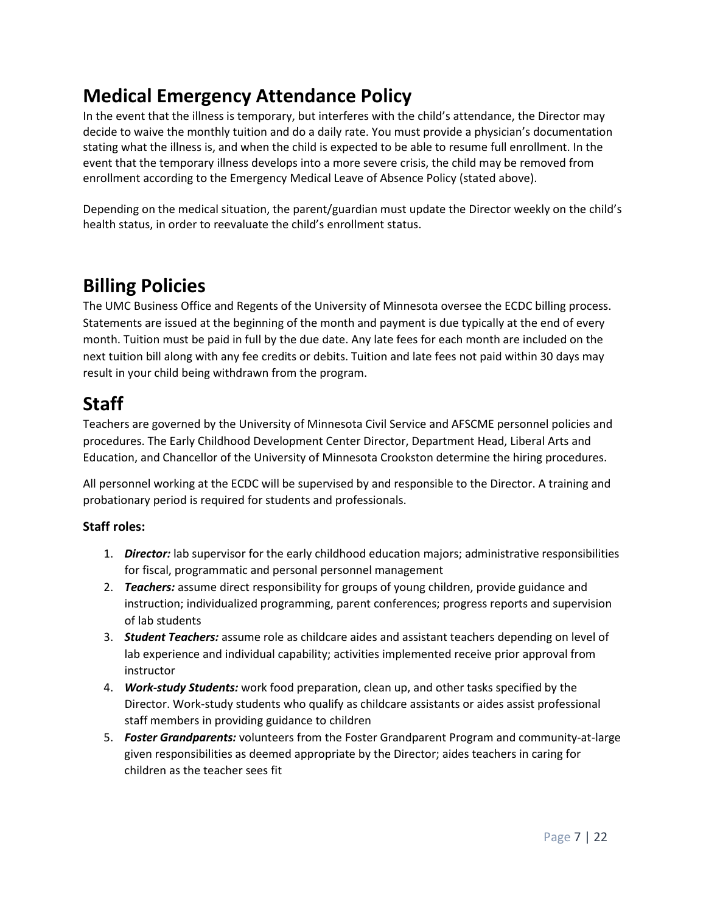## Medical Emergency Attendance Policy

In the event that the illness is temporary, but interferes with the child's attendance, the Director may decide to waive the monthly tuition and do a daily rate. You must provide a physician's documentation stating what the illness is, and when the child is expected to be able to resume full enrollment. In the event that the temporary illness develops into a more severe crisis, the child may be removed from enrollment according to the Emergency Medical Leave of Absence Policy (stated above).

Depending on the medical situation, the parent/guardian must update the Director weekly on the child's health status, in order to reevaluate the child's enrollment status.

## Billing Policies

The UMC Business Office and Regents of the University of Minnesota oversee the ECDC billing process. Statements are issued at the beginning of the month and payment is due typically at the end of every month. Tuition must be paid in full by the due date. Any late fees for each month are included on the next tuition bill along with any fee credits or debits. Tuition and late fees not paid within 30 days may result in your child being withdrawn from the program.

## Staff

Teachers are governed by the University of Minnesota Civil Service and AFSCME personnel policies and procedures. The Early Childhood Development Center Director, Department Head, Liberal Arts and Education, and Chancellor of the University of Minnesota Crookston determine the hiring procedures.

All personnel working at the ECDC will be supervised by and responsible to the Director. A training and probationary period is required for students and professionals.

### Staff roles:

1. ***Director:*** lab supervisor for the early childhood education majors; administrative responsibilities for fiscal, programmatic and personal personnel management
2. ***Teachers:*** assume direct responsibility for groups of young children, provide guidance and instruction; individualized programming, parent conferences; progress reports and supervision of lab students
3. ***Student Teachers:*** assume role as childcare aides and assistant teachers depending on level of lab experience and individual capability; activities implemented receive prior approval from instructor
4. ***Work-study Students:*** work food preparation, clean up, and other tasks specified by the Director. Work-study students who qualify as childcare assistants or aides assist professional staff members in providing guidance to children
5. ***Foster Grandparents:*** volunteers from the Foster Grandparent Program and community-at-large given responsibilities as deemed appropriate by the Director; aides teachers in caring for children as the teacher sees fit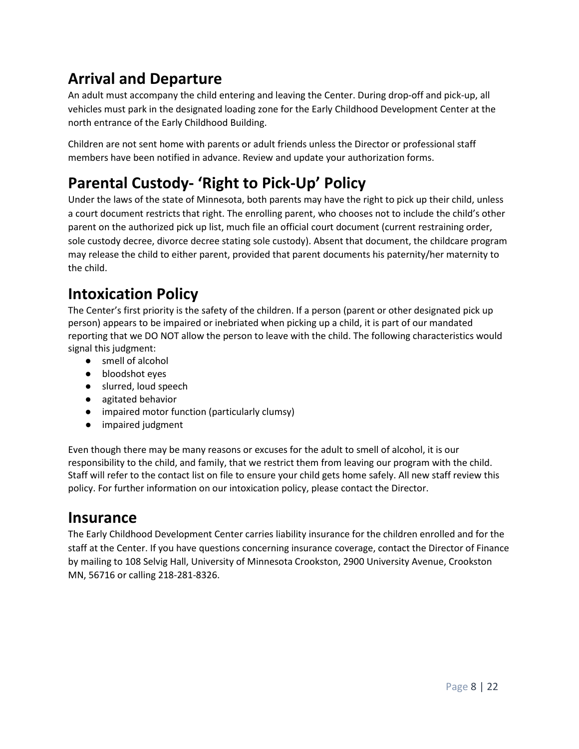## Arrival and Departure

An adult must accompany the child entering and leaving the Center. During drop-off and pick-up, all vehicles must park in the designated loading zone for the Early Childhood Development Center at the north entrance of the Early Childhood Building.

Children are not sent home with parents or adult friends unless the Director or professional staff members have been notified in advance. Review and update your authorization forms.

## Parental Custody- 'Right to Pick-Up' Policy

Under the laws of the state of Minnesota, both parents may have the right to pick up their child, unless a court document restricts that right. The enrolling parent, who chooses not to include the child's other parent on the authorized pick up list, much file an official court document (current restraining order, sole custody decree, divorce decree stating sole custody). Absent that document, the childcare program may release the child to either parent, provided that parent documents his paternity/her maternity to the child.

## Intoxication Policy

The Center's first priority is the safety of the children. If a person (parent or other designated pick up person) appears to be impaired or inebriated when picking up a child, it is part of our mandated reporting that we DO NOT allow the person to leave with the child. The following characteristics would signal this judgment:

- smell of alcohol
- bloodshot eyes
- slurred, loud speech
- agitated behavior
- impaired motor function (particularly clumsy)
- impaired judgment

Even though there may be many reasons or excuses for the adult to smell of alcohol, it is our responsibility to the child, and family, that we restrict them from leaving our program with the child. Staff will refer to the contact list on file to ensure your child gets home safely. All new staff review this policy. For further information on our intoxication policy, please contact the Director.

## Insurance

The Early Childhood Development Center carries liability insurance for the children enrolled and for the staff at the Center. If you have questions concerning insurance coverage, contact the Director of Finance by mailing to 108 Selvig Hall, University of Minnesota Crookston, 2900 University Avenue, Crookston MN, 56716 or calling 218-281-8326.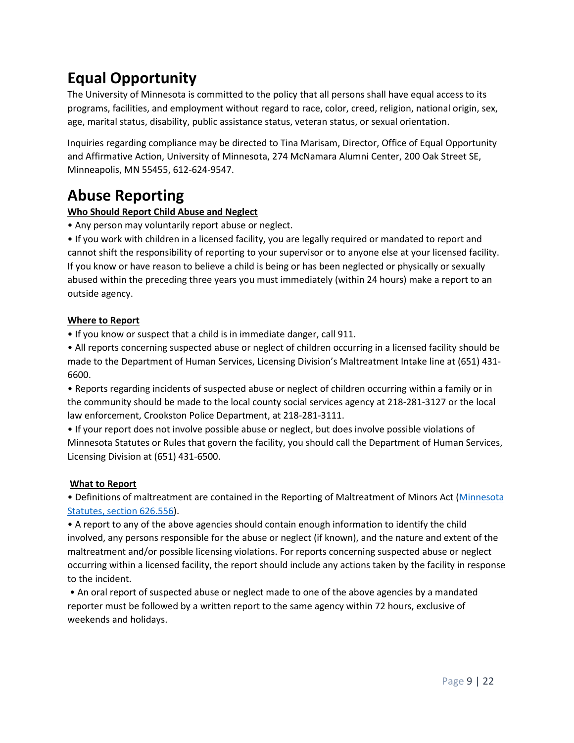# Equal Opportunity

The University of Minnesota is committed to the policy that all persons shall have equal access to its programs, facilities, and employment without regard to race, color, creed, religion, national origin, sex, age, marital status, disability, public assistance status, veteran status, or sexual orientation.

Inquiries regarding compliance may be directed to Tina Marisam, Director, Office of Equal Opportunity and Affirmative Action, University of Minnesota, 274 McNamara Alumni Center, 200 Oak Street SE, Minneapolis, MN 55455, 612-624-9547.

# Abuse Reporting

**Who Should Report Child Abuse and Neglect**

- Any person may voluntarily report abuse or neglect.
- If you work with children in a licensed facility, you are legally required or mandated to report and cannot shift the responsibility of reporting to your supervisor or to anyone else at your licensed facility. If you know or have reason to believe a child is being or has been neglected or physically or sexually abused within the preceding three years you must immediately (within 24 hours) make a report to an outside agency.

**Where to Report**

- If you know or suspect that a child is in immediate danger, call 911.
- All reports concerning suspected abuse or neglect of children occurring in a licensed facility should be made to the Department of Human Services, Licensing Division's Maltreatment Intake line at (651) 431-6600.
- Reports regarding incidents of suspected abuse or neglect of children occurring within a family or in the community should be made to the local county social services agency at 218-281-3127 or the local law enforcement, Crookston Police Department, at 218-281-3111.
- If your report does not involve possible abuse or neglect, but does involve possible violations of Minnesota Statutes or Rules that govern the facility, you should call the Department of Human Services, Licensing Division at (651) 431-6500.

**What to Report**

- Definitions of maltreatment are contained in the Reporting of Maltreatment of Minors Act (Minnesota Statutes, section 626.556).
- A report to any of the above agencies should contain enough information to identify the child involved, any persons responsible for the abuse or neglect (if known), and the nature and extent of the maltreatment and/or possible licensing violations. For reports concerning suspected abuse or neglect occurring within a licensed facility, the report should include any actions taken by the facility in response to the incident.
- An oral report of suspected abuse or neglect made to one of the above agencies by a mandated reporter must be followed by a written report to the same agency within 72 hours, exclusive of weekends and holidays.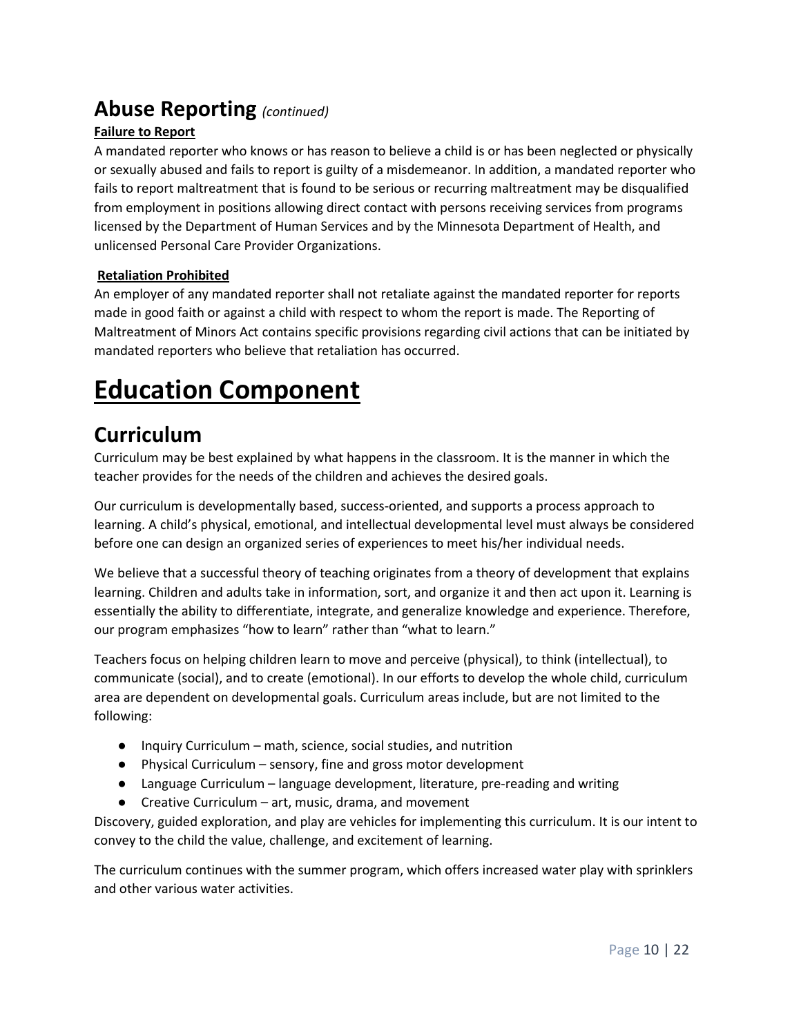## Abuse Reporting *(continued)*

**Failure to Report**

A mandated reporter who knows or has reason to believe a child is or has been neglected or physically or sexually abused and fails to report is guilty of a misdemeanor. In addition, a mandated reporter who fails to report maltreatment that is found to be serious or recurring maltreatment may be disqualified from employment in positions allowing direct contact with persons receiving services from programs licensed by the Department of Human Services and by the Minnesota Department of Health, and unlicensed Personal Care Provider Organizations.

**Retaliation Prohibited**

An employer of any mandated reporter shall not retaliate against the mandated reporter for reports made in good faith or against a child with respect to whom the report is made. The Reporting of Maltreatment of Minors Act contains specific provisions regarding civil actions that can be initiated by mandated reporters who believe that retaliation has occurred.

# Education Component

## Curriculum

Curriculum may be best explained by what happens in the classroom. It is the manner in which the teacher provides for the needs of the children and achieves the desired goals.

Our curriculum is developmentally based, success-oriented, and supports a process approach to learning. A child's physical, emotional, and intellectual developmental level must always be considered before one can design an organized series of experiences to meet his/her individual needs.

We believe that a successful theory of teaching originates from a theory of development that explains learning. Children and adults take in information, sort, and organize it and then act upon it. Learning is essentially the ability to differentiate, integrate, and generalize knowledge and experience. Therefore, our program emphasizes "how to learn" rather than "what to learn."

Teachers focus on helping children learn to move and perceive (physical), to think (intellectual), to communicate (social), and to create (emotional). In our efforts to develop the whole child, curriculum area are dependent on developmental goals. Curriculum areas include, but are not limited to the following:

- Inquiry Curriculum – math, science, social studies, and nutrition
- Physical Curriculum – sensory, fine and gross motor development
- Language Curriculum – language development, literature, pre-reading and writing
- Creative Curriculum – art, music, drama, and movement

Discovery, guided exploration, and play are vehicles for implementing this curriculum. It is our intent to convey to the child the value, challenge, and excitement of learning.

The curriculum continues with the summer program, which offers increased water play with sprinklers and other various water activities.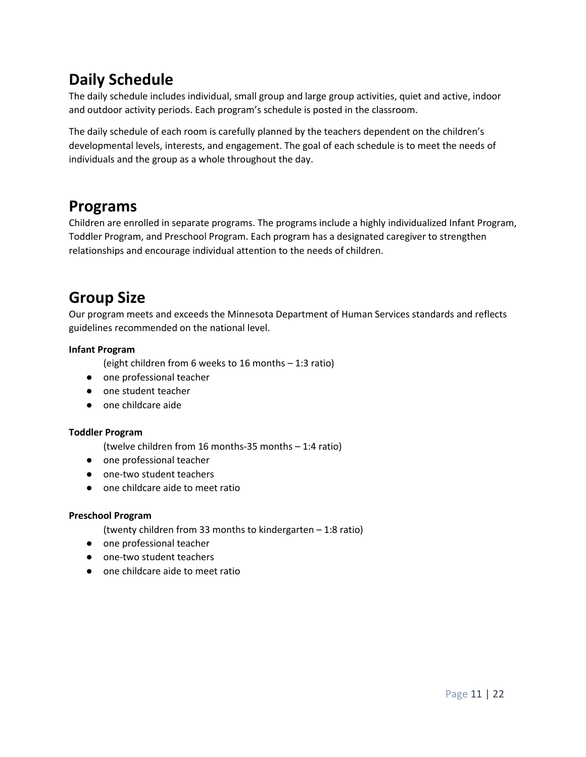## Daily Schedule

The daily schedule includes individual, small group and large group activities, quiet and active, indoor and outdoor activity periods. Each program's schedule is posted in the classroom.

The daily schedule of each room is carefully planned by the teachers dependent on the children's developmental levels, interests, and engagement. The goal of each schedule is to meet the needs of individuals and the group as a whole throughout the day.

## Programs

Children are enrolled in separate programs. The programs include a highly individualized Infant Program, Toddler Program, and Preschool Program. Each program has a designated caregiver to strengthen relationships and encourage individual attention to the needs of children.

## Group Size

Our program meets and exceeds the Minnesota Department of Human Services standards and reflects guidelines recommended on the national level.

**Infant Program**

(eight children from 6 weeks to 16 months – 1:3 ratio)

- one professional teacher
- one student teacher
- one childcare aide

**Toddler Program**

(twelve children from 16 months-35 months – 1:4 ratio)

- one professional teacher
- one-two student teachers
- one childcare aide to meet ratio

**Preschool Program**

(twenty children from 33 months to kindergarten – 1:8 ratio)

- one professional teacher
- one-two student teachers
- one childcare aide to meet ratio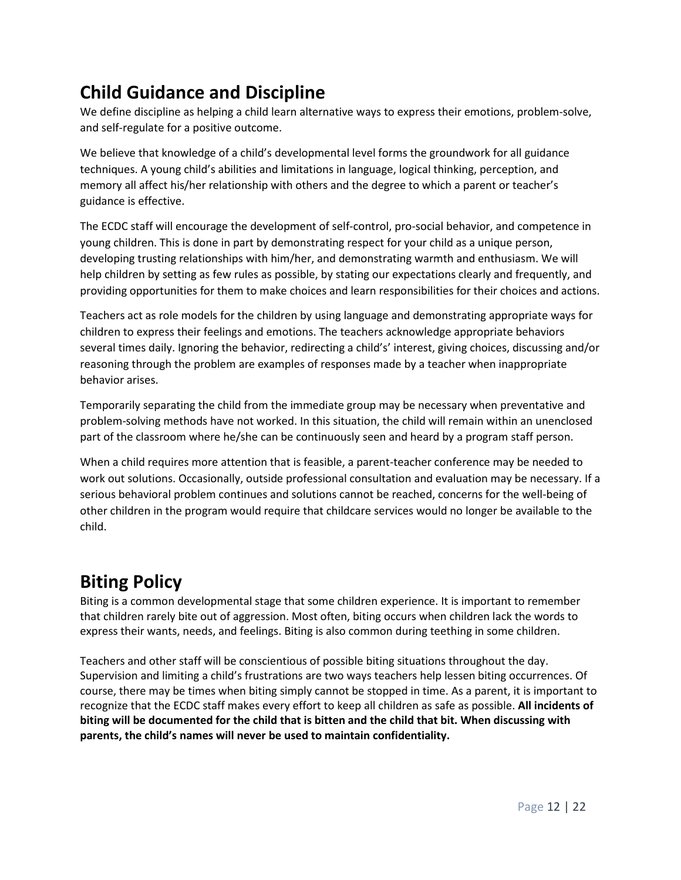## Child Guidance and Discipline

We define discipline as helping a child learn alternative ways to express their emotions, problem-solve, and self-regulate for a positive outcome.

We believe that knowledge of a child's developmental level forms the groundwork for all guidance techniques. A young child's abilities and limitations in language, logical thinking, perception, and memory all affect his/her relationship with others and the degree to which a parent or teacher's guidance is effective.

The ECDC staff will encourage the development of self-control, pro-social behavior, and competence in young children. This is done in part by demonstrating respect for your child as a unique person, developing trusting relationships with him/her, and demonstrating warmth and enthusiasm. We will help children by setting as few rules as possible, by stating our expectations clearly and frequently, and providing opportunities for them to make choices and learn responsibilities for their choices and actions.

Teachers act as role models for the children by using language and demonstrating appropriate ways for children to express their feelings and emotions. The teachers acknowledge appropriate behaviors several times daily. Ignoring the behavior, redirecting a child's' interest, giving choices, discussing and/or reasoning through the problem are examples of responses made by a teacher when inappropriate behavior arises.

Temporarily separating the child from the immediate group may be necessary when preventative and problem-solving methods have not worked. In this situation, the child will remain within an unenclosed part of the classroom where he/she can be continuously seen and heard by a program staff person.

When a child requires more attention that is feasible, a parent-teacher conference may be needed to work out solutions. Occasionally, outside professional consultation and evaluation may be necessary. If a serious behavioral problem continues and solutions cannot be reached, concerns for the well-being of other children in the program would require that childcare services would no longer be available to the child.

## Biting Policy

Biting is a common developmental stage that some children experience. It is important to remember that children rarely bite out of aggression. Most often, biting occurs when children lack the words to express their wants, needs, and feelings. Biting is also common during teething in some children.

Teachers and other staff will be conscientious of possible biting situations throughout the day. Supervision and limiting a child's frustrations are two ways teachers help lessen biting occurrences. Of course, there may be times when biting simply cannot be stopped in time. As a parent, it is important to recognize that the ECDC staff makes every effort to keep all children as safe as possible. **All incidents of biting will be documented for the child that is bitten and the child that bit. When discussing with parents, the child's names will never be used to maintain confidentiality.**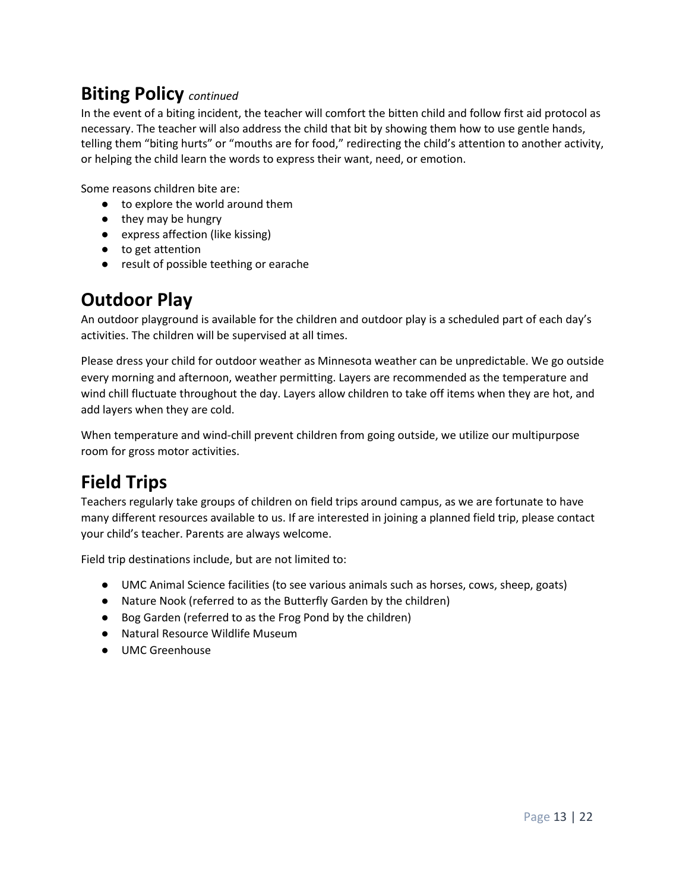## Biting Policy *continued*

In the event of a biting incident, the teacher will comfort the bitten child and follow first aid protocol as necessary. The teacher will also address the child that bit by showing them how to use gentle hands, telling them "biting hurts" or "mouths are for food," redirecting the child's attention to another activity, or helping the child learn the words to express their want, need, or emotion.

Some reasons children bite are:

- to explore the world around them
- they may be hungry
- express affection (like kissing)
- to get attention
- result of possible teething or earache

# Outdoor Play

An outdoor playground is available for the children and outdoor play is a scheduled part of each day's activities. The children will be supervised at all times.

Please dress your child for outdoor weather as Minnesota weather can be unpredictable. We go outside every morning and afternoon, weather permitting. Layers are recommended as the temperature and wind chill fluctuate throughout the day. Layers allow children to take off items when they are hot, and add layers when they are cold.

When temperature and wind-chill prevent children from going outside, we utilize our multipurpose room for gross motor activities.

# Field Trips

Teachers regularly take groups of children on field trips around campus, as we are fortunate to have many different resources available to us. If are interested in joining a planned field trip, please contact your child's teacher. Parents are always welcome.

Field trip destinations include, but are not limited to:

- UMC Animal Science facilities (to see various animals such as horses, cows, sheep, goats)
- Nature Nook (referred to as the Butterfly Garden by the children)
- Bog Garden (referred to as the Frog Pond by the children)
- Natural Resource Wildlife Museum
- UMC Greenhouse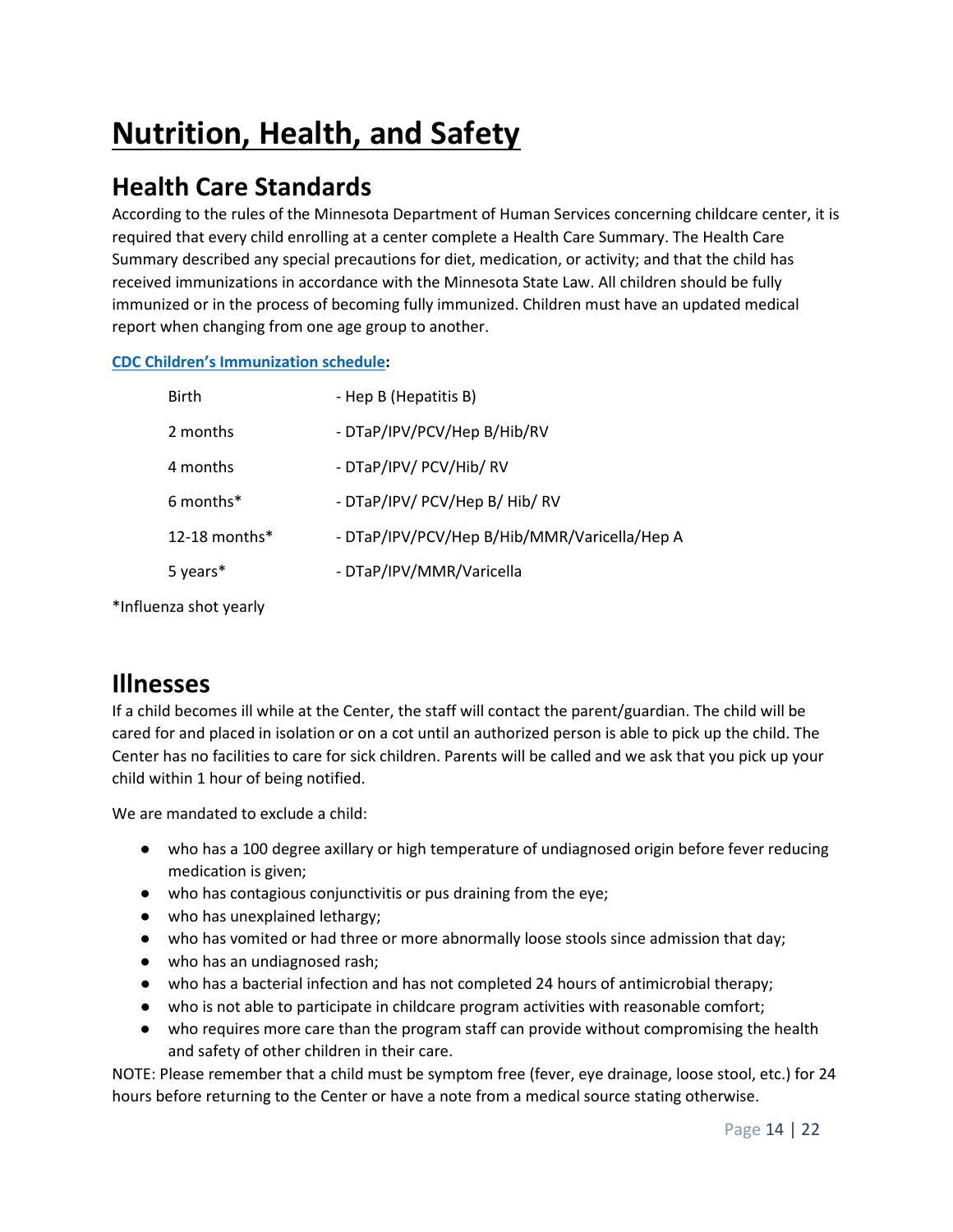# Nutrition, Health, and Safety

## Health Care Standards

According to the rules of the Minnesota Department of Human Services concerning childcare center, it is required that every child enrolling at a center complete a Health Care Summary. The Health Care Summary described any special precautions for diet, medication, or activity; and that the child has received immunizations in accordance with the Minnesota State Law. All children should be fully immunized or in the process of becoming fully immunized. Children must have an updated medical report when changing from one age group to another.

**CDC Children's Immunization schedule:**

| | |
|---|---|
| Birth | - Hep B (Hepatitis B) |
| 2 months | - DTaP/IPV/PCV/Hep B/Hib/RV |
| 4 months | - DTaP/IPV/ PCV/Hib/ RV |
| 6 months* | - DTaP/IPV/ PCV/Hep B/ Hib/ RV |
| 12-18 months* | - DTaP/IPV/PCV/Hep B/Hib/MMR/Varicella/Hep A |
| 5 years* | - DTaP/IPV/MMR/Varicella |

*Influenza shot yearly

## Illnesses

If a child becomes ill while at the Center, the staff will contact the parent/guardian. The child will be cared for and placed in isolation or on a cot until an authorized person is able to pick up the child. The Center has no facilities to care for sick children. Parents will be called and we ask that you pick up your child within 1 hour of being notified.

We are mandated to exclude a child:

- who has a 100 degree axillary or high temperature of undiagnosed origin before fever reducing medication is given;
- who has contagious conjunctivitis or pus draining from the eye;
- who has unexplained lethargy;
- who has vomited or had three or more abnormally loose stools since admission that day;
- who has an undiagnosed rash;
- who has a bacterial infection and has not completed 24 hours of antimicrobial therapy;
- who is not able to participate in childcare program activities with reasonable comfort;
- who requires more care than the program staff can provide without compromising the health and safety of other children in their care.

NOTE: Please remember that a child must be symptom free (fever, eye drainage, loose stool, etc.) for 24 hours before returning to the Center or have a note from a medical source stating otherwise.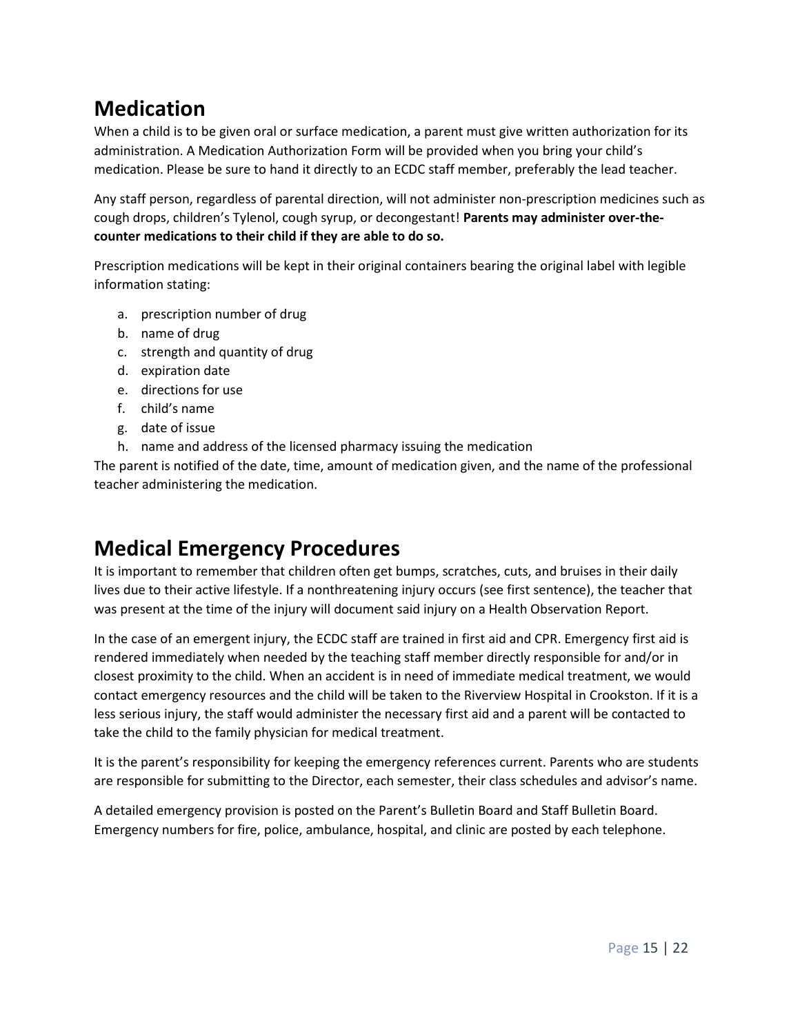## Medication

When a child is to be given oral or surface medication, a parent must give written authorization for its administration. A Medication Authorization Form will be provided when you bring your child's medication. Please be sure to hand it directly to an ECDC staff member, preferably the lead teacher.

Any staff person, regardless of parental direction, will not administer non-prescription medicines such as cough drops, children's Tylenol, cough syrup, or decongestant! **Parents may administer over-the-counter medications to their child if they are able to do so.**

Prescription medications will be kept in their original containers bearing the original label with legible information stating:

a. prescription number of drug
b. name of drug
c. strength and quantity of drug
d. expiration date
e. directions for use
f. child's name
g. date of issue
h. name and address of the licensed pharmacy issuing the medication

The parent is notified of the date, time, amount of medication given, and the name of the professional teacher administering the medication.

## Medical Emergency Procedures

It is important to remember that children often get bumps, scratches, cuts, and bruises in their daily lives due to their active lifestyle. If a nonthreatening injury occurs (see first sentence), the teacher that was present at the time of the injury will document said injury on a Health Observation Report.

In the case of an emergent injury, the ECDC staff are trained in first aid and CPR. Emergency first aid is rendered immediately when needed by the teaching staff member directly responsible for and/or in closest proximity to the child. When an accident is in need of immediate medical treatment, we would contact emergency resources and the child will be taken to the Riverview Hospital in Crookston. If it is a less serious injury, the staff would administer the necessary first aid and a parent will be contacted to take the child to the family physician for medical treatment.

It is the parent's responsibility for keeping the emergency references current. Parents who are students are responsible for submitting to the Director, each semester, their class schedules and advisor's name.

A detailed emergency provision is posted on the Parent's Bulletin Board and Staff Bulletin Board. Emergency numbers for fire, police, ambulance, hospital, and clinic are posted by each telephone.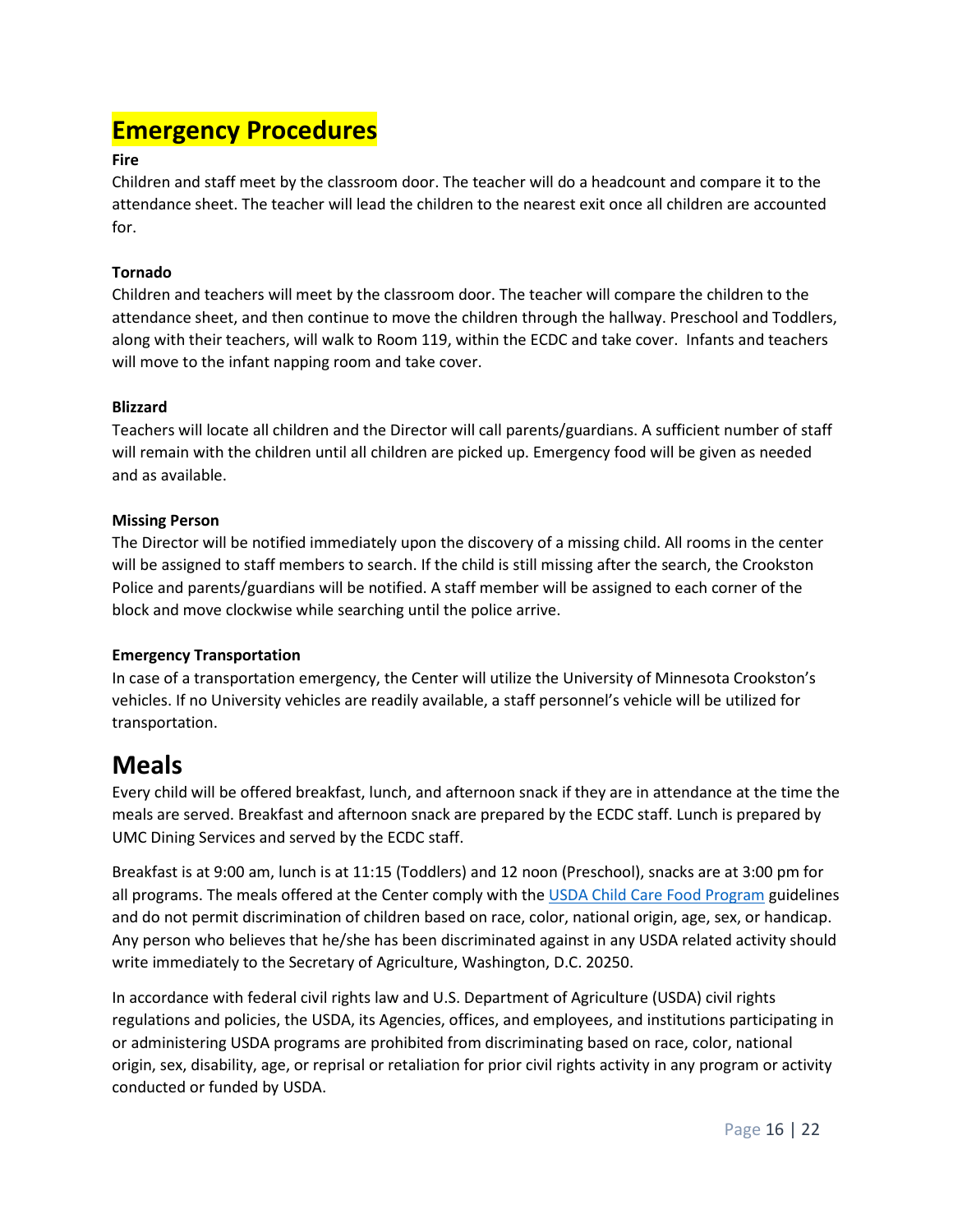# Emergency Procedures

**Fire**

Children and staff meet by the classroom door. The teacher will do a headcount and compare it to the attendance sheet. The teacher will lead the children to the nearest exit once all children are accounted for.

**Tornado**

Children and teachers will meet by the classroom door. The teacher will compare the children to the attendance sheet, and then continue to move the children through the hallway. Preschool and Toddlers, along with their teachers, will walk to Room 119, within the ECDC and take cover. Infants and teachers will move to the infant napping room and take cover.

**Blizzard**

Teachers will locate all children and the Director will call parents/guardians. A sufficient number of staff will remain with the children until all children are picked up. Emergency food will be given as needed and as available.

**Missing Person**

The Director will be notified immediately upon the discovery of a missing child. All rooms in the center will be assigned to staff members to search. If the child is still missing after the search, the Crookston Police and parents/guardians will be notified. A staff member will be assigned to each corner of the block and move clockwise while searching until the police arrive.

**Emergency Transportation**

In case of a transportation emergency, the Center will utilize the University of Minnesota Crookston's vehicles. If no University vehicles are readily available, a staff personnel's vehicle will be utilized for transportation.

# Meals

Every child will be offered breakfast, lunch, and afternoon snack if they are in attendance at the time the meals are served. Breakfast and afternoon snack are prepared by the ECDC staff. Lunch is prepared by UMC Dining Services and served by the ECDC staff.

Breakfast is at 9:00 am, lunch is at 11:15 (Toddlers) and 12 noon (Preschool), snacks are at 3:00 pm for all programs. The meals offered at the Center comply with the USDA Child Care Food Program guidelines and do not permit discrimination of children based on race, color, national origin, age, sex, or handicap. Any person who believes that he/she has been discriminated against in any USDA related activity should write immediately to the Secretary of Agriculture, Washington, D.C. 20250.

In accordance with federal civil rights law and U.S. Department of Agriculture (USDA) civil rights regulations and policies, the USDA, its Agencies, offices, and employees, and institutions participating in or administering USDA programs are prohibited from discriminating based on race, color, national origin, sex, disability, age, or reprisal or retaliation for prior civil rights activity in any program or activity conducted or funded by USDA.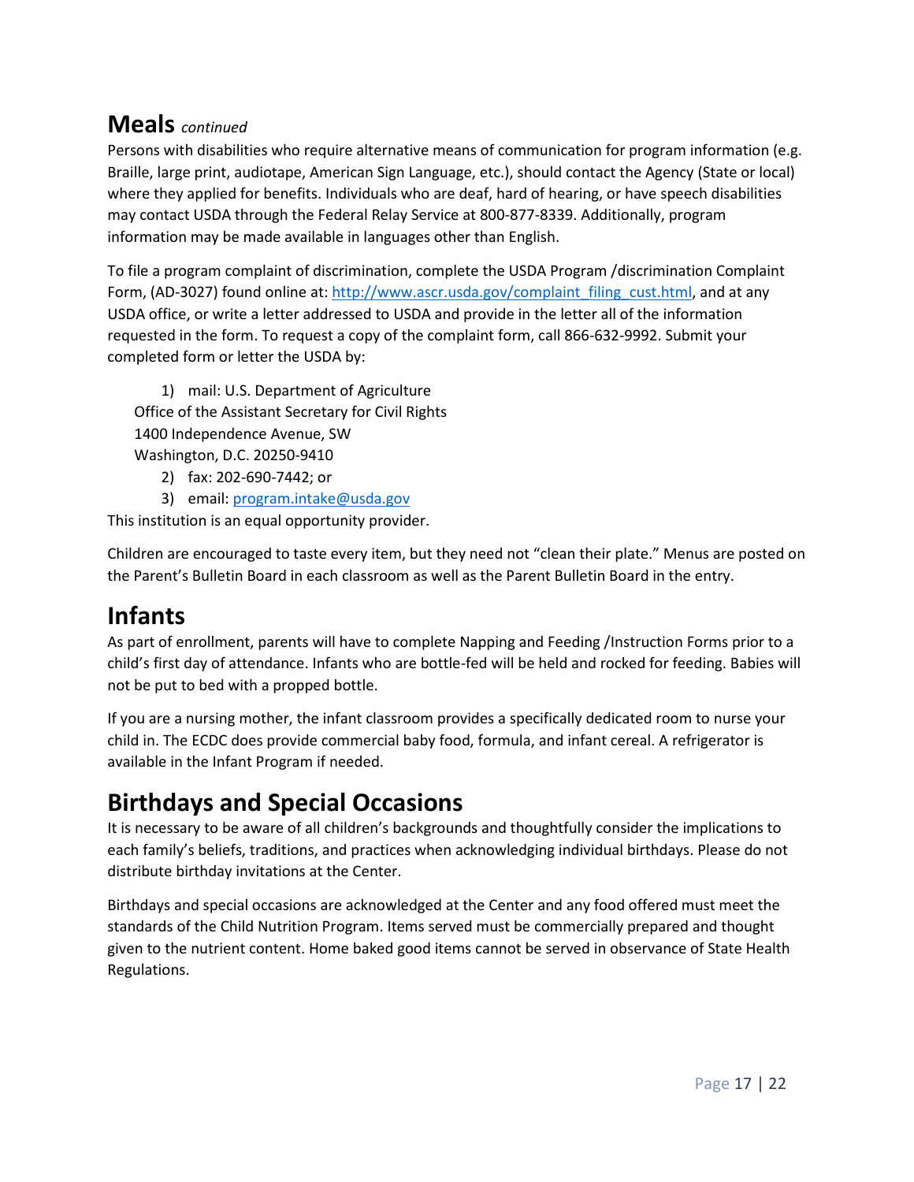## Meals *continued*

Persons with disabilities who require alternative means of communication for program information (e.g. Braille, large print, audiotape, American Sign Language, etc.), should contact the Agency (State or local) where they applied for benefits. Individuals who are deaf, hard of hearing, or have speech disabilities may contact USDA through the Federal Relay Service at 800-877-8339. Additionally, program information may be made available in languages other than English.

To file a program complaint of discrimination, complete the USDA Program /discrimination Complaint Form, (AD-3027) found online at: http://www.ascr.usda.gov/complaint_filing_cust.html, and at any USDA office, or write a letter addressed to USDA and provide in the letter all of the information requested in the form. To request a copy of the complaint form, call 866-632-9992. Submit your completed form or letter the USDA by:

1) mail: U.S. Department of Agriculture
   Office of the Assistant Secretary for Civil Rights
   1400 Independence Avenue, SW
   Washington, D.C. 20250-9410
2) fax: 202-690-7442; or
3) email: program.intake@usda.gov

This institution is an equal opportunity provider.

Children are encouraged to taste every item, but they need not "clean their plate." Menus are posted on the Parent's Bulletin Board in each classroom as well as the Parent Bulletin Board in the entry.

# Infants

As part of enrollment, parents will have to complete Napping and Feeding /Instruction Forms prior to a child's first day of attendance. Infants who are bottle-fed will be held and rocked for feeding. Babies will not be put to bed with a propped bottle.

If you are a nursing mother, the infant classroom provides a specifically dedicated room to nurse your child in. The ECDC does provide commercial baby food, formula, and infant cereal. A refrigerator is available in the Infant Program if needed.

# Birthdays and Special Occasions

It is necessary to be aware of all children's backgrounds and thoughtfully consider the implications to each family's beliefs, traditions, and practices when acknowledging individual birthdays. Please do not distribute birthday invitations at the Center.

Birthdays and special occasions are acknowledged at the Center and any food offered must meet the standards of the Child Nutrition Program. Items served must be commercially prepared and thought given to the nutrient content. Home baked good items cannot be served in observance of State Health Regulations.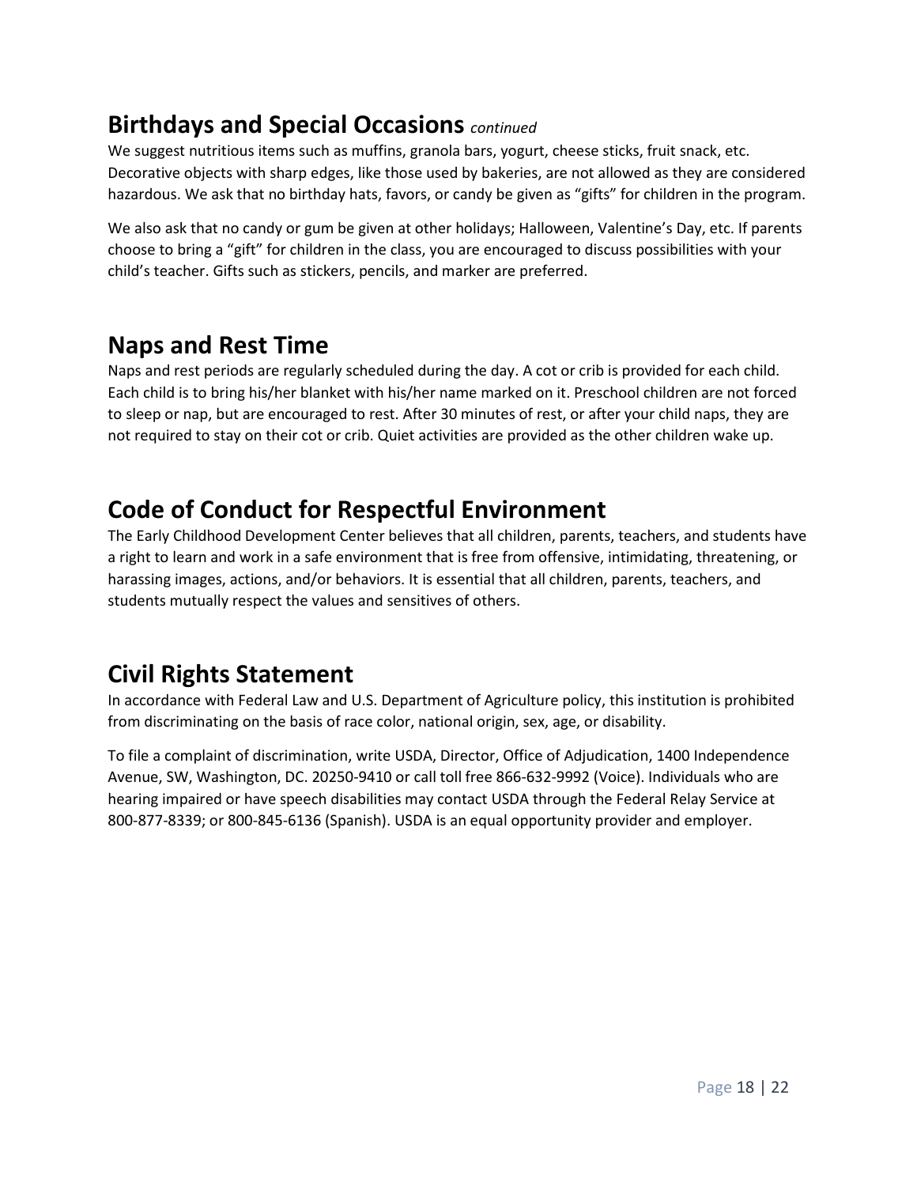## Birthdays and Special Occasions *continued*

We suggest nutritious items such as muffins, granola bars, yogurt, cheese sticks, fruit snack, etc. Decorative objects with sharp edges, like those used by bakeries, are not allowed as they are considered hazardous. We ask that no birthday hats, favors, or candy be given as "gifts" for children in the program.

We also ask that no candy or gum be given at other holidays; Halloween, Valentine's Day, etc. If parents choose to bring a "gift" for children in the class, you are encouraged to discuss possibilities with your child's teacher. Gifts such as stickers, pencils, and marker are preferred.

## Naps and Rest Time

Naps and rest periods are regularly scheduled during the day. A cot or crib is provided for each child. Each child is to bring his/her blanket with his/her name marked on it. Preschool children are not forced to sleep or nap, but are encouraged to rest. After 30 minutes of rest, or after your child naps, they are not required to stay on their cot or crib. Quiet activities are provided as the other children wake up.

## Code of Conduct for Respectful Environment

The Early Childhood Development Center believes that all children, parents, teachers, and students have a right to learn and work in a safe environment that is free from offensive, intimidating, threatening, or harassing images, actions, and/or behaviors. It is essential that all children, parents, teachers, and students mutually respect the values and sensitives of others.

## Civil Rights Statement

In accordance with Federal Law and U.S. Department of Agriculture policy, this institution is prohibited from discriminating on the basis of race color, national origin, sex, age, or disability.

To file a complaint of discrimination, write USDA, Director, Office of Adjudication, 1400 Independence Avenue, SW, Washington, DC. 20250-9410 or call toll free 866-632-9992 (Voice). Individuals who are hearing impaired or have speech disabilities may contact USDA through the Federal Relay Service at 800-877-8339; or 800-845-6136 (Spanish). USDA is an equal opportunity provider and employer.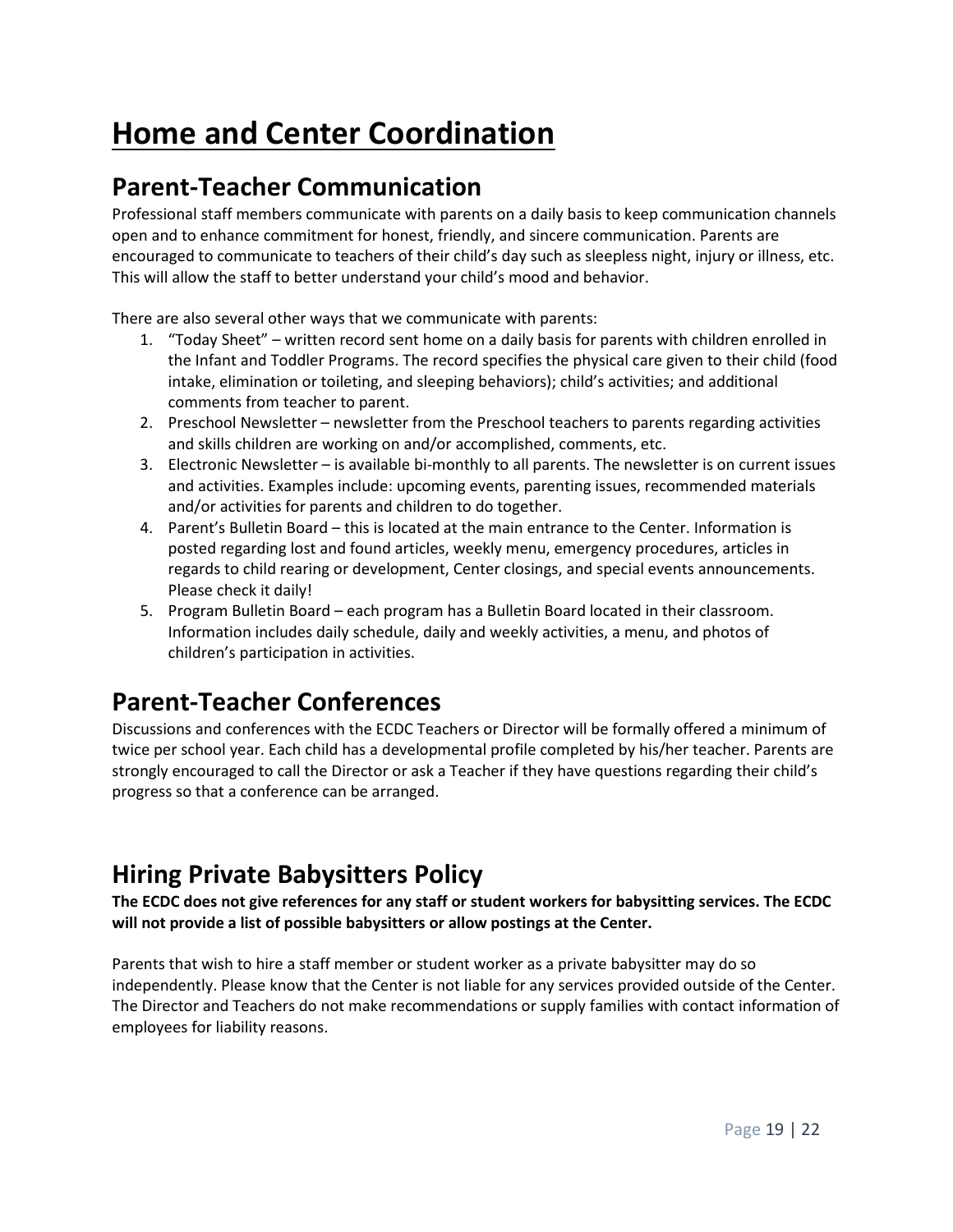# Home and Center Coordination

## Parent-Teacher Communication

Professional staff members communicate with parents on a daily basis to keep communication channels open and to enhance commitment for honest, friendly, and sincere communication. Parents are encouraged to communicate to teachers of their child's day such as sleepless night, injury or illness, etc. This will allow the staff to better understand your child's mood and behavior.

There are also several other ways that we communicate with parents:

1. "Today Sheet" – written record sent home on a daily basis for parents with children enrolled in the Infant and Toddler Programs. The record specifies the physical care given to their child (food intake, elimination or toileting, and sleeping behaviors); child's activities; and additional comments from teacher to parent.
2. Preschool Newsletter – newsletter from the Preschool teachers to parents regarding activities and skills children are working on and/or accomplished, comments, etc.
3. Electronic Newsletter – is available bi-monthly to all parents. The newsletter is on current issues and activities. Examples include: upcoming events, parenting issues, recommended materials and/or activities for parents and children to do together.
4. Parent's Bulletin Board – this is located at the main entrance to the Center. Information is posted regarding lost and found articles, weekly menu, emergency procedures, articles in regards to child rearing or development, Center closings, and special events announcements. Please check it daily!
5. Program Bulletin Board – each program has a Bulletin Board located in their classroom. Information includes daily schedule, daily and weekly activities, a menu, and photos of children's participation in activities.

## Parent-Teacher Conferences

Discussions and conferences with the ECDC Teachers or Director will be formally offered a minimum of twice per school year. Each child has a developmental profile completed by his/her teacher. Parents are strongly encouraged to call the Director or ask a Teacher if they have questions regarding their child's progress so that a conference can be arranged.

## Hiring Private Babysitters Policy

**The ECDC does not give references for any staff or student workers for babysitting services. The ECDC will not provide a list of possible babysitters or allow postings at the Center.**

Parents that wish to hire a staff member or student worker as a private babysitter may do so independently. Please know that the Center is not liable for any services provided outside of the Center. The Director and Teachers do not make recommendations or supply families with contact information of employees for liability reasons.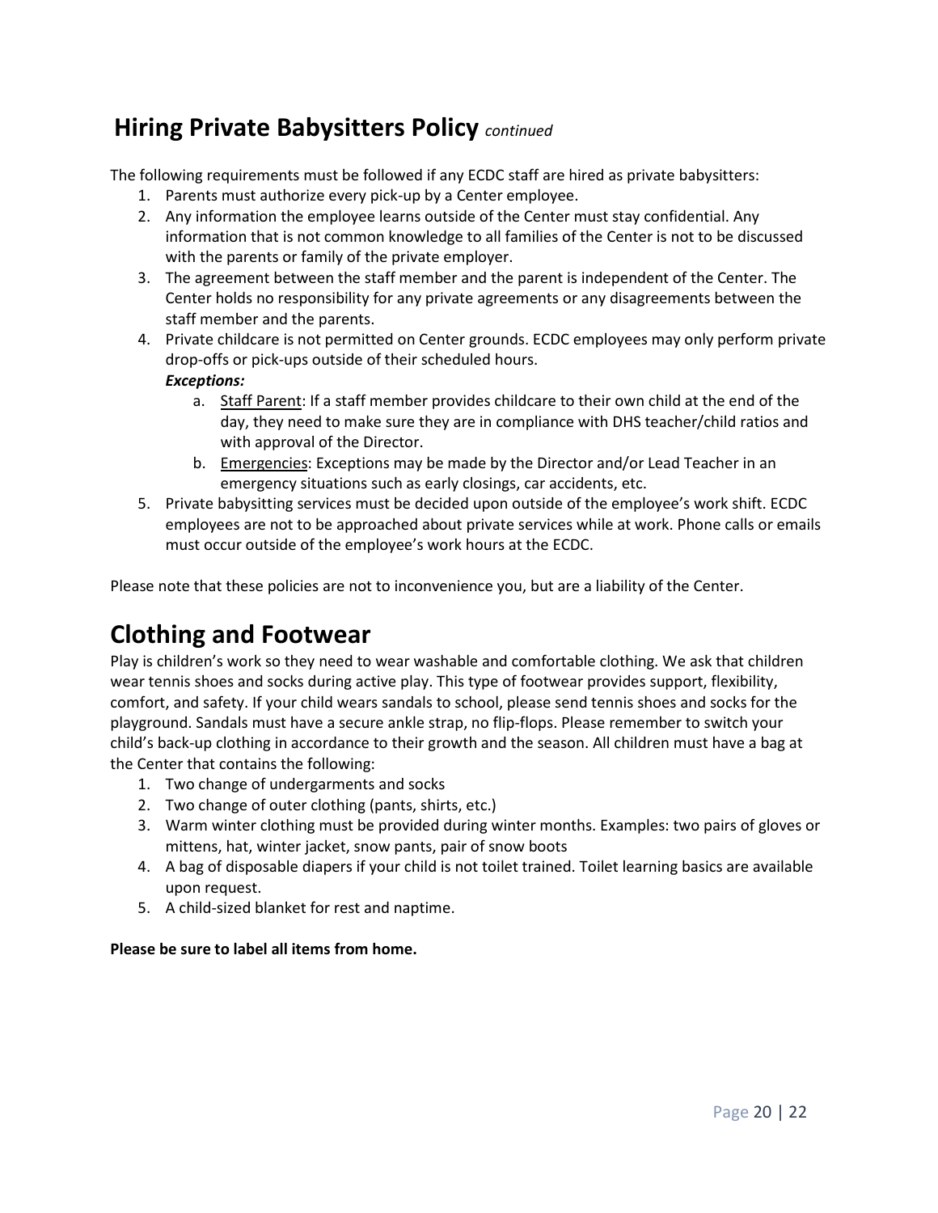## Hiring Private Babysitters Policy *continued*

The following requirements must be followed if any ECDC staff are hired as private babysitters:

1. Parents must authorize every pick-up by a Center employee.
2. Any information the employee learns outside of the Center must stay confidential. Any information that is not common knowledge to all families of the Center is not to be discussed with the parents or family of the private employer.
3. The agreement between the staff member and the parent is independent of the Center. The Center holds no responsibility for any private agreements or any disagreements between the staff member and the parents.
4. Private childcare is not permitted on Center grounds. ECDC employees may only perform private drop-offs or pick-ups outside of their scheduled hours.
   ***Exceptions:***
   a. <u>Staff Parent</u>: If a staff member provides childcare to their own child at the end of the day, they need to make sure they are in compliance with DHS teacher/child ratios and with approval of the Director.
   b. <u>Emergencies</u>: Exceptions may be made by the Director and/or Lead Teacher in an emergency situations such as early closings, car accidents, etc.
5. Private babysitting services must be decided upon outside of the employee's work shift. ECDC employees are not to be approached about private services while at work. Phone calls or emails must occur outside of the employee's work hours at the ECDC.

Please note that these policies are not to inconvenience you, but are a liability of the Center.

# Clothing and Footwear

Play is children's work so they need to wear washable and comfortable clothing. We ask that children wear tennis shoes and socks during active play. This type of footwear provides support, flexibility, comfort, and safety. If your child wears sandals to school, please send tennis shoes and socks for the playground. Sandals must have a secure ankle strap, no flip-flops. Please remember to switch your child's back-up clothing in accordance to their growth and the season. All children must have a bag at the Center that contains the following:

1. Two change of undergarments and socks
2. Two change of outer clothing (pants, shirts, etc.)
3. Warm winter clothing must be provided during winter months. Examples: two pairs of gloves or mittens, hat, winter jacket, snow pants, pair of snow boots
4. A bag of disposable diapers if your child is not toilet trained. Toilet learning basics are available upon request.
5. A child-sized blanket for rest and naptime.

**Please be sure to label all items from home.**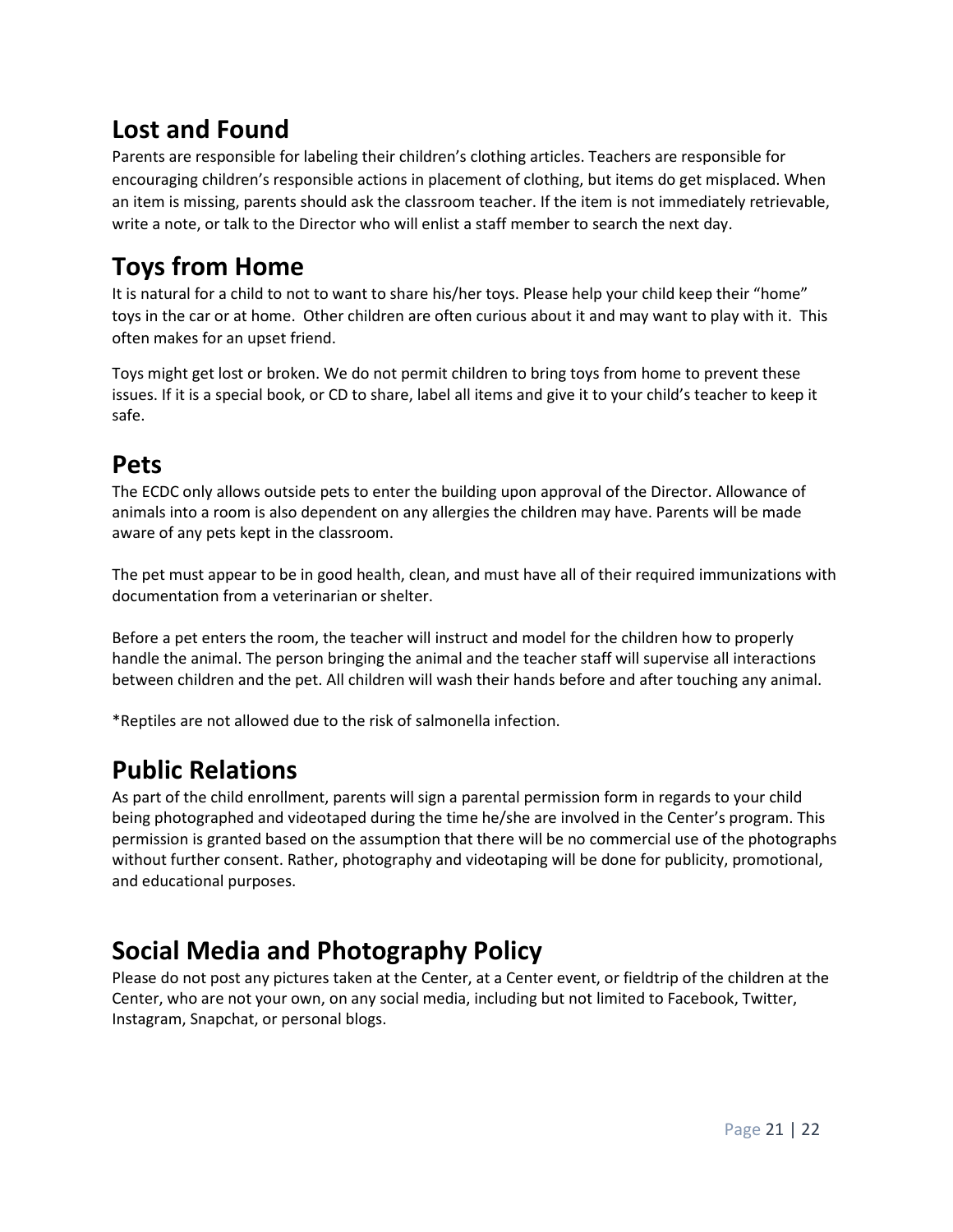## Lost and Found

Parents are responsible for labeling their children's clothing articles. Teachers are responsible for encouraging children's responsible actions in placement of clothing, but items do get misplaced. When an item is missing, parents should ask the classroom teacher. If the item is not immediately retrievable, write a note, or talk to the Director who will enlist a staff member to search the next day.

## Toys from Home

It is natural for a child to not to want to share his/her toys. Please help your child keep their "home" toys in the car or at home. Other children are often curious about it and may want to play with it. This often makes for an upset friend.

Toys might get lost or broken. We do not permit children to bring toys from home to prevent these issues. If it is a special book, or CD to share, label all items and give it to your child's teacher to keep it safe.

## Pets

The ECDC only allows outside pets to enter the building upon approval of the Director. Allowance of animals into a room is also dependent on any allergies the children may have. Parents will be made aware of any pets kept in the classroom.

The pet must appear to be in good health, clean, and must have all of their required immunizations with documentation from a veterinarian or shelter.

Before a pet enters the room, the teacher will instruct and model for the children how to properly handle the animal. The person bringing the animal and the teacher staff will supervise all interactions between children and the pet. All children will wash their hands before and after touching any animal.

*Reptiles are not allowed due to the risk of salmonella infection.

## Public Relations

As part of the child enrollment, parents will sign a parental permission form in regards to your child being photographed and videotaped during the time he/she are involved in the Center's program. This permission is granted based on the assumption that there will be no commercial use of the photographs without further consent. Rather, photography and videotaping will be done for publicity, promotional, and educational purposes.

## Social Media and Photography Policy

Please do not post any pictures taken at the Center, at a Center event, or fieldtrip of the children at the Center, who are not your own, on any social media, including but not limited to Facebook, Twitter, Instagram, Snapchat, or personal blogs.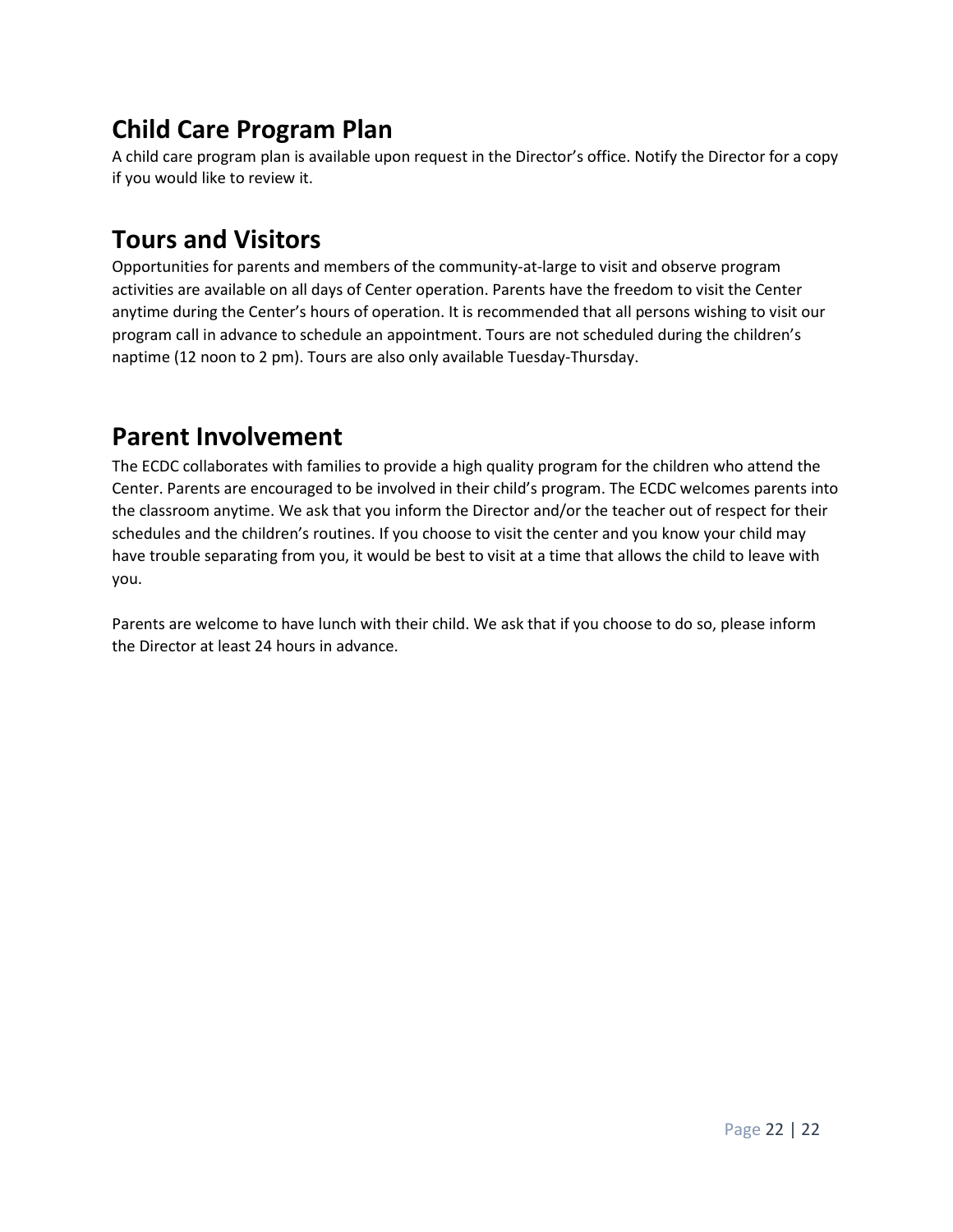## Child Care Program Plan

A child care program plan is available upon request in the Director's office. Notify the Director for a copy if you would like to review it.

## Tours and Visitors

Opportunities for parents and members of the community-at-large to visit and observe program activities are available on all days of Center operation. Parents have the freedom to visit the Center anytime during the Center's hours of operation. It is recommended that all persons wishing to visit our program call in advance to schedule an appointment. Tours are not scheduled during the children's naptime (12 noon to 2 pm). Tours are also only available Tuesday-Thursday.

## Parent Involvement

The ECDC collaborates with families to provide a high quality program for the children who attend the Center. Parents are encouraged to be involved in their child's program. The ECDC welcomes parents into the classroom anytime. We ask that you inform the Director and/or the teacher out of respect for their schedules and the children's routines. If you choose to visit the center and you know your child may have trouble separating from you, it would be best to visit at a time that allows the child to leave with you.

Parents are welcome to have lunch with their child. We ask that if you choose to do so, please inform the Director at least 24 hours in advance.